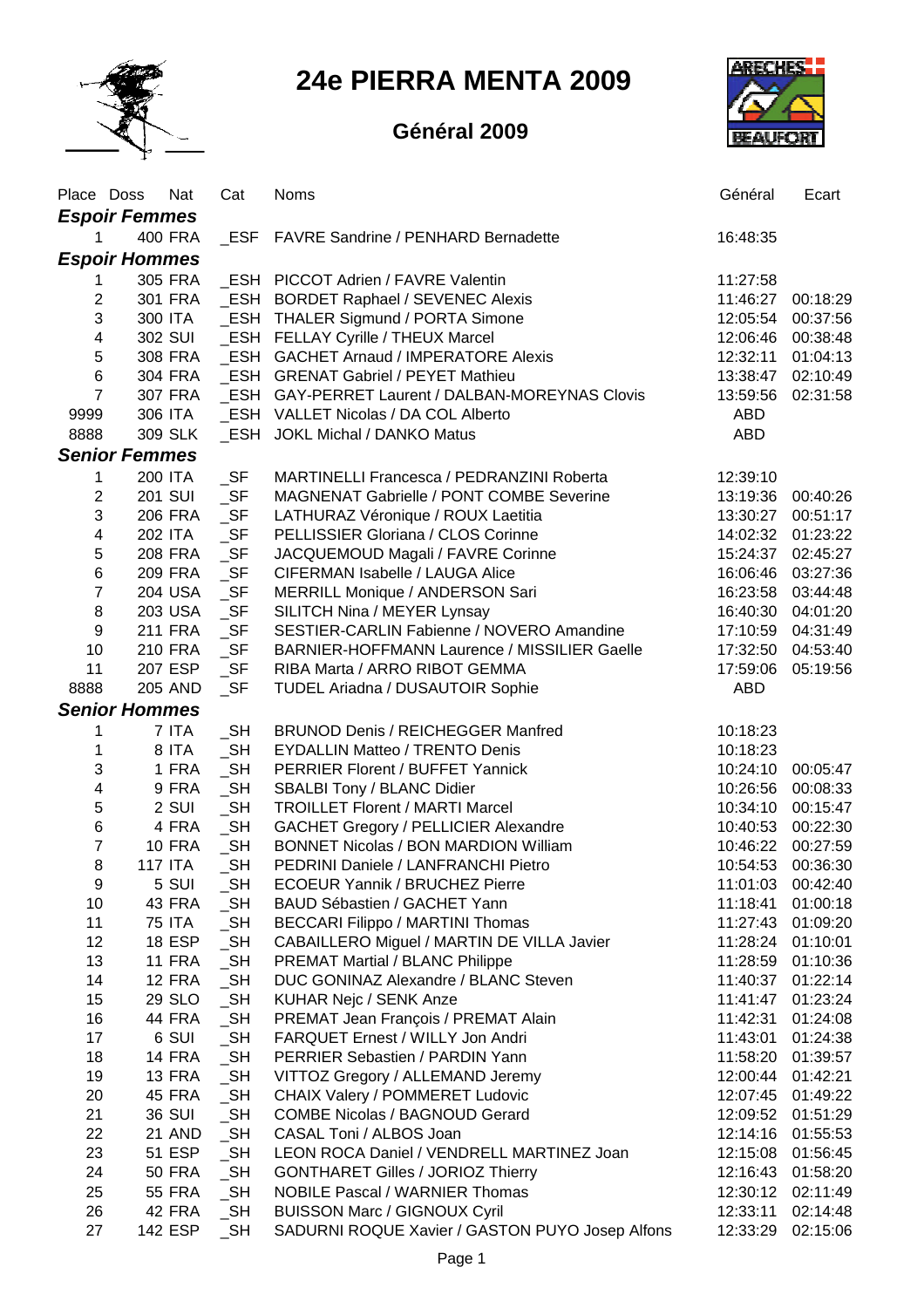# 24e PIERRA MENTA 2009

## Général 2009

| Place | Doss | Nat | Cat | Noms | Général | Ecart |
|---|---|---|---|---|---|---|
| ***Espoir Femmes*** | | | | | | |
| 1 | 400 | FRA | _ESF | FAVRE Sandrine / PENHARD Bernadette | 16:48:35 | |
| ***Espoir Hommes*** | | | | | | |
| 1 | 305 | FRA | _ESH | PICCOT Adrien / FAVRE Valentin | 11:27:58 | |
| 2 | 301 | FRA | _ESH | BORDET Raphael / SEVENEC Alexis | 11:46:27 | 00:18:29 |
| 3 | 300 | ITA | _ESH | THALER Sigmund / PORTA Simone | 12:05:54 | 00:37:56 |
| 4 | 302 | SUI | _ESH | FELLAY Cyrille / THEUX Marcel | 12:06:46 | 00:38:48 |
| 5 | 308 | FRA | _ESH | GACHET Arnaud / IMPERATORE Alexis | 12:32:11 | 01:04:13 |
| 6 | 304 | FRA | _ESH | GRENAT Gabriel / PEYET Mathieu | 13:38:47 | 02:10:49 |
| 7 | 307 | FRA | _ESH | GAY-PERRET Laurent / DALBAN-MOREYNAS Clovis | 13:59:56 | 02:31:58 |
| 9999 | 306 | ITA | _ESH | VALLET Nicolas / DA COL Alberto | ABD | |
| 8888 | 309 | SLK | _ESH | JOKL Michal / DANKO Matus | ABD | |
| ***Senior Femmes*** | | | | | | |
| 1 | 200 | ITA | _SF | MARTINELLI Francesca / PEDRANZINI Roberta | 12:39:10 | |
| 2 | 201 | SUI | _SF | MAGNENAT Gabrielle / PONT COMBE Severine | 13:19:36 | 00:40:26 |
| 3 | 206 | FRA | _SF | LATHURAZ Véronique / ROUX Laetitia | 13:30:27 | 00:51:17 |
| 4 | 202 | ITA | _SF | PELLISSIER Gloriana / CLOS Corinne | 14:02:32 | 01:23:22 |
| 5 | 208 | FRA | _SF | JACQUEMOUD Magali / FAVRE Corinne | 15:24:37 | 02:45:27 |
| 6 | 209 | FRA | _SF | CIFERMAN Isabelle / LAUGA Alice | 16:06:46 | 03:27:36 |
| 7 | 204 | USA | _SF | MERRILL Monique / ANDERSON Sari | 16:23:58 | 03:44:48 |
| 8 | 203 | USA | _SF | SILITCH Nina / MEYER Lynsay | 16:40:30 | 04:01:20 |
| 9 | 211 | FRA | _SF | SESTIER-CARLIN Fabienne / NOVERO Amandine | 17:10:59 | 04:31:49 |
| 10 | 210 | FRA | _SF | BARNIER-HOFFMANN Laurence / MISSILIER Gaelle | 17:32:50 | 04:53:40 |
| 11 | 207 | ESP | _SF | RIBA Marta / ARRO RIBOT GEMMA | 17:59:06 | 05:19:56 |
| 8888 | 205 | AND | _SF | TUDEL Ariadna / DUSAUTOIR Sophie | ABD | |
| ***Senior Hommes*** | | | | | | |
| 1 | 7 | ITA | _SH | BRUNOD Denis / REICHEGGER Manfred | 10:18:23 | |
| 1 | 8 | ITA | _SH | EYDALLIN Matteo / TRENTO Denis | 10:18:23 | |
| 3 | 1 | FRA | _SH | PERRIER Florent / BUFFET Yannick | 10:24:10 | 00:05:47 |
| 4 | 9 | FRA | _SH | SBALBI Tony / BLANC Didier | 10:26:56 | 00:08:33 |
| 5 | 2 | SUI | _SH | TROILLET Florent / MARTI Marcel | 10:34:10 | 00:15:47 |
| 6 | 4 | FRA | _SH | GACHET Gregory / PELLICIER Alexandre | 10:40:53 | 00:22:30 |
| 7 | 10 | FRA | _SH | BONNET Nicolas / BON MARDION William | 10:46:22 | 00:27:59 |
| 8 | 117 | ITA | _SH | PEDRINI Daniele / LANFRANCHI Pietro | 10:54:53 | 00:36:30 |
| 9 | 5 | SUI | _SH | ECOEUR Yannik / BRUCHEZ Pierre | 11:01:03 | 00:42:40 |
| 10 | 43 | FRA | _SH | BAUD Sébastien / GACHET Yann | 11:18:41 | 01:00:18 |
| 11 | 75 | ITA | _SH | BECCARI Filippo / MARTINI Thomas | 11:27:43 | 01:09:20 |
| 12 | 18 | ESP | _SH | CABAILLERO Miguel / MARTIN DE VILLA Javier | 11:28:24 | 01:10:01 |
| 13 | 11 | FRA | _SH | PREMAT Martial / BLANC Philippe | 11:28:59 | 01:10:36 |
| 14 | 12 | FRA | _SH | DUC GONINAZ Alexandre / BLANC Steven | 11:40:37 | 01:22:14 |
| 15 | 29 | SLO | _SH | KUHAR Nejc / SENK Anze | 11:41:47 | 01:23:24 |
| 16 | 44 | FRA | _SH | PREMAT Jean François / PREMAT Alain | 11:42:31 | 01:24:08 |
| 17 | 6 | SUI | _SH | FARQUET Ernest / WILLY Jon Andri | 11:43:01 | 01:24:38 |
| 18 | 14 | FRA | _SH | PERRIER Sebastien / PARDIN Yann | 11:58:20 | 01:39:57 |
| 19 | 13 | FRA | _SH | VITTOZ Gregory / ALLEMAND Jeremy | 12:00:44 | 01:42:21 |
| 20 | 45 | FRA | _SH | CHAIX Valery / POMMERET Ludovic | 12:07:45 | 01:49:22 |
| 21 | 36 | SUI | _SH | COMBE Nicolas / BAGNOUD Gerard | 12:09:52 | 01:51:29 |
| 22 | 21 | AND | _SH | CASAL Toni / ALBOS Joan | 12:14:16 | 01:55:53 |
| 23 | 51 | ESP | _SH | LEON ROCA Daniel / VENDRELL MARTINEZ Joan | 12:15:08 | 01:56:45 |
| 24 | 50 | FRA | _SH | GONTHARET Gilles / JORIOZ Thierry | 12:16:43 | 01:58:20 |
| 25 | 55 | FRA | _SH | NOBILE Pascal / WARNIER Thomas | 12:30:12 | 02:11:49 |
| 26 | 42 | FRA | _SH | BUISSON Marc / GIGNOUX Cyril | 12:33:11 | 02:14:48 |
| 27 | 142 | ESP | _SH | SADURNI ROQUE Xavier / GASTON PUYO Josep Alfons | 12:33:29 | 02:15:06 |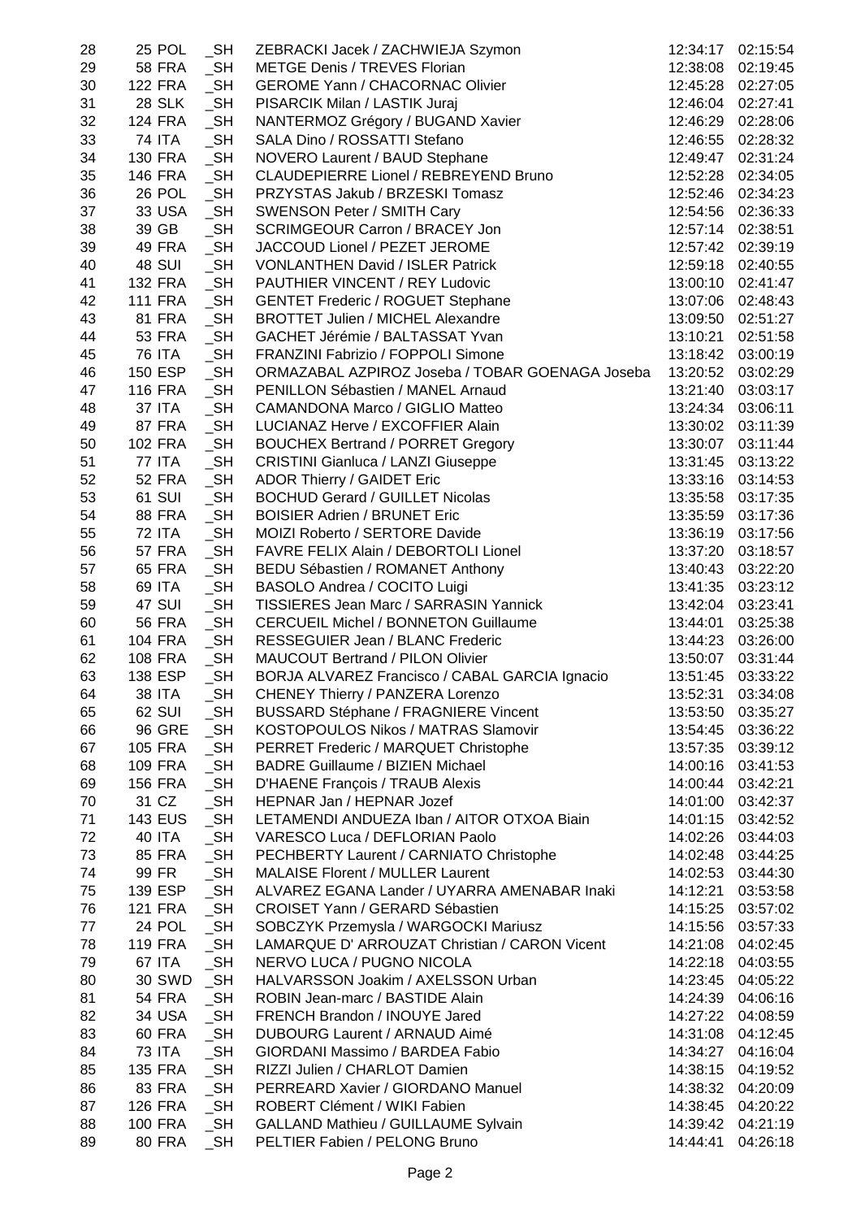| | | | | | |
|---|---|---|---|---|---|
| 28 | 25 POL | _SH | ZEBRACKI Jacek / ZACHWIEJA Szymon | 12:34:17 | 02:15:54 |
| 29 | 58 FRA | _SH | METGE Denis / TREVES Florian | 12:38:08 | 02:19:45 |
| 30 | 122 FRA | _SH | GEROME Yann / CHACORNAC Olivier | 12:45:28 | 02:27:05 |
| 31 | 28 SLK | _SH | PISARCIK Milan / LASTIK Juraj | 12:46:04 | 02:27:41 |
| 32 | 124 FRA | _SH | NANTERMOZ Grégory / BUGAND Xavier | 12:46:29 | 02:28:06 |
| 33 | 74 ITA | _SH | SALA Dino / ROSSATTI Stefano | 12:46:55 | 02:28:32 |
| 34 | 130 FRA | _SH | NOVERO Laurent / BAUD Stephane | 12:49:47 | 02:31:24 |
| 35 | 146 FRA | _SH | CLAUDEPIERRE Lionel / REBREYEND Bruno | 12:52:28 | 02:34:05 |
| 36 | 26 POL | _SH | PRZYSTAS Jakub / BRZESKI Tomasz | 12:52:46 | 02:34:23 |
| 37 | 33 USA | _SH | SWENSON Peter / SMITH Cary | 12:54:56 | 02:36:33 |
| 38 | 39 GB | _SH | SCRIMGEOUR Carron / BRACEY Jon | 12:57:14 | 02:38:51 |
| 39 | 49 FRA | _SH | JACCOUD Lionel / PEZET JEROME | 12:57:42 | 02:39:19 |
| 40 | 48 SUI | _SH | VONLANTHEN David / ISLER Patrick | 12:59:18 | 02:40:55 |
| 41 | 132 FRA | _SH | PAUTHIER VINCENT / REY Ludovic | 13:00:10 | 02:41:47 |
| 42 | 111 FRA | _SH | GENTET Frederic / ROGUET Stephane | 13:07:06 | 02:48:43 |
| 43 | 81 FRA | _SH | BROTTET Julien / MICHEL Alexandre | 13:09:50 | 02:51:27 |
| 44 | 53 FRA | _SH | GACHET Jérémie / BALTASSAT Yvan | 13:10:21 | 02:51:58 |
| 45 | 76 ITA | _SH | FRANZINI Fabrizio / FOPPOLI Simone | 13:18:42 | 03:00:19 |
| 46 | 150 ESP | _SH | ORMAZABAL AZPIROZ Joseba / TOBAR GOENAGA Joseba | 13:20:52 | 03:02:29 |
| 47 | 116 FRA | _SH | PENILLON Sébastien / MANEL Arnaud | 13:21:40 | 03:03:17 |
| 48 | 37 ITA | _SH | CAMANDONA Marco / GIGLIO Matteo | 13:24:34 | 03:06:11 |
| 49 | 87 FRA | _SH | LUCIANAZ Herve / EXCOFFIER Alain | 13:30:02 | 03:11:39 |
| 50 | 102 FRA | _SH | BOUCHEX Bertrand / PORRET Gregory | 13:30:07 | 03:11:44 |
| 51 | 77 ITA | _SH | CRISTINI Gianluca / LANZI Giuseppe | 13:31:45 | 03:13:22 |
| 52 | 52 FRA | _SH | ADOR Thierry / GAIDET Eric | 13:33:16 | 03:14:53 |
| 53 | 61 SUI | _SH | BOCHUD Gerard / GUILLET Nicolas | 13:35:58 | 03:17:35 |
| 54 | 88 FRA | _SH | BOISIER Adrien / BRUNET Eric | 13:35:59 | 03:17:36 |
| 55 | 72 ITA | _SH | MOIZI Roberto / SERTORE Davide | 13:36:19 | 03:17:56 |
| 56 | 57 FRA | _SH | FAVRE FELIX Alain / DEBORTOLI Lionel | 13:37:20 | 03:18:57 |
| 57 | 65 FRA | _SH | BEDU Sébastien / ROMANET Anthony | 13:40:43 | 03:22:20 |
| 58 | 69 ITA | _SH | BASOLO Andrea / COCITO Luigi | 13:41:35 | 03:23:12 |
| 59 | 47 SUI | _SH | TISSIERES Jean Marc / SARRASIN Yannick | 13:42:04 | 03:23:41 |
| 60 | 56 FRA | _SH | CERCUEIL Michel / BONNETON Guillaume | 13:44:01 | 03:25:38 |
| 61 | 104 FRA | _SH | RESSEGUIER Jean / BLANC Frederic | 13:44:23 | 03:26:00 |
| 62 | 108 FRA | _SH | MAUCOUT Bertrand / PILON Olivier | 13:50:07 | 03:31:44 |
| 63 | 138 ESP | _SH | BORJA ALVAREZ Francisco / CABAL GARCIA Ignacio | 13:51:45 | 03:33:22 |
| 64 | 38 ITA | _SH | CHENEY Thierry / PANZERA Lorenzo | 13:52:31 | 03:34:08 |
| 65 | 62 SUI | _SH | BUSSARD Stéphane / FRAGNIERE Vincent | 13:53:50 | 03:35:27 |
| 66 | 96 GRE | _SH | KOSTOPOULOS Nikos / MATRAS Slamovir | 13:54:45 | 03:36:22 |
| 67 | 105 FRA | _SH | PERRET Frederic / MARQUET Christophe | 13:57:35 | 03:39:12 |
| 68 | 109 FRA | _SH | BADRE Guillaume / BIZIEN Michael | 14:00:16 | 03:41:53 |
| 69 | 156 FRA | _SH | D'HAENE François / TRAUB Alexis | 14:00:44 | 03:42:21 |
| 70 | 31 CZ | _SH | HEPNAR Jan / HEPNAR Jozef | 14:01:00 | 03:42:37 |
| 71 | 143 EUS | _SH | LETAMENDI ANDUEZA Iban / AITOR OTXOA Biain | 14:01:15 | 03:42:52 |
| 72 | 40 ITA | _SH | VARESCO Luca / DEFLORIAN Paolo | 14:02:26 | 03:44:03 |
| 73 | 85 FRA | _SH | PECHBERTY Laurent / CARNIATO Christophe | 14:02:48 | 03:44:25 |
| 74 | 99 FR | _SH | MALAISE Florent / MULLER Laurent | 14:02:53 | 03:44:30 |
| 75 | 139 ESP | _SH | ALVAREZ EGANA Lander / UYARRA AMENABAR Inaki | 14:12:21 | 03:53:58 |
| 76 | 121 FRA | _SH | CROISET Yann / GERARD Sébastien | 14:15:25 | 03:57:02 |
| 77 | 24 POL | _SH | SOBCZYK Przemysla / WARGOCKI Mariusz | 14:15:56 | 03:57:33 |
| 78 | 119 FRA | _SH | LAMARQUE D' ARROUZAT Christian / CARON Vicent | 14:21:08 | 04:02:45 |
| 79 | 67 ITA | _SH | NERVO LUCA / PUGNO NICOLA | 14:22:18 | 04:03:55 |
| 80 | 30 SWD | _SH | HALVARSSON Joakim / AXELSSON Urban | 14:23:45 | 04:05:22 |
| 81 | 54 FRA | _SH | ROBIN Jean-marc / BASTIDE Alain | 14:24:39 | 04:06:16 |
| 82 | 34 USA | _SH | FRENCH Brandon / INOUYE Jared | 14:27:22 | 04:08:59 |
| 83 | 60 FRA | _SH | DUBOURG Laurent / ARNAUD Aimé | 14:31:08 | 04:12:45 |
| 84 | 73 ITA | _SH | GIORDANI Massimo / BARDEA Fabio | 14:34:27 | 04:16:04 |
| 85 | 135 FRA | _SH | RIZZI Julien / CHARLOT Damien | 14:38:15 | 04:19:52 |
| 86 | 83 FRA | _SH | PERREARD Xavier / GIORDANO Manuel | 14:38:32 | 04:20:09 |
| 87 | 126 FRA | _SH | ROBERT Clément / WIKI Fabien | 14:38:45 | 04:20:22 |
| 88 | 100 FRA | _SH | GALLAND Mathieu / GUILLAUME Sylvain | 14:39:42 | 04:21:19 |
| 89 | 80 FRA | _SH | PELTIER Fabien / PELONG Bruno | 14:44:41 | 04:26:18 |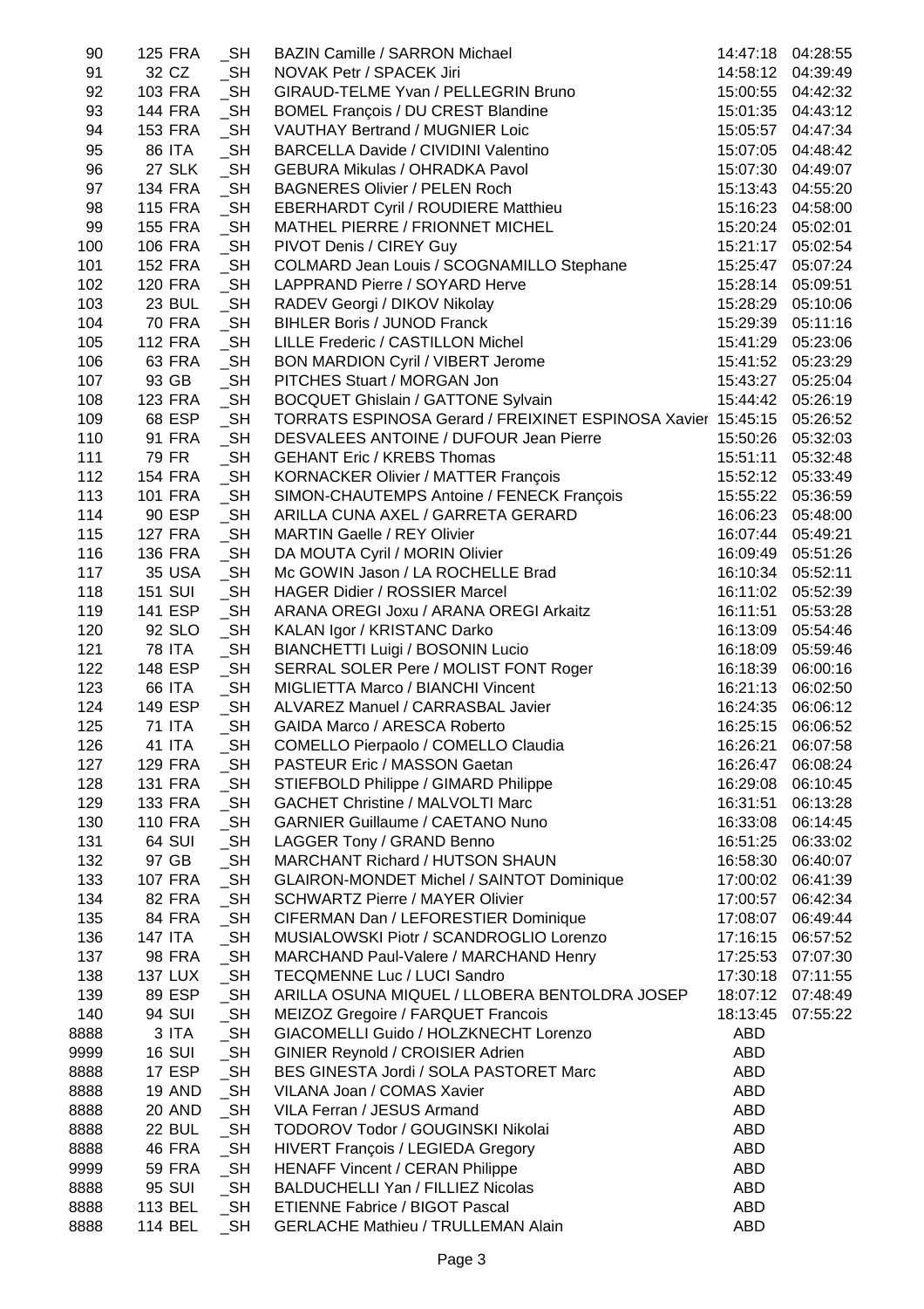| | | | | | |
|---|---|---|---|---|---|
| 90 | 125 FRA | _SH | BAZIN Camille / SARRON Michael | 14:47:18 | 04:28:55 |
| 91 | 32 CZ | _SH | NOVAK Petr / SPACEK Jiri | 14:58:12 | 04:39:49 |
| 92 | 103 FRA | _SH | GIRAUD-TELME Yvan / PELLEGRIN Bruno | 15:00:55 | 04:42:32 |
| 93 | 144 FRA | _SH | BOMEL François / DU CREST Blandine | 15:01:35 | 04:43:12 |
| 94 | 153 FRA | _SH | VAUTHAY Bertrand / MUGNIER Loic | 15:05:57 | 04:47:34 |
| 95 | 86 ITA | _SH | BARCELLA Davide / CIVIDINI Valentino | 15:07:05 | 04:48:42 |
| 96 | 27 SLK | _SH | GEBURA Mikulas / OHRADKA Pavol | 15:07:30 | 04:49:07 |
| 97 | 134 FRA | _SH | BAGNERES Olivier / PELEN Roch | 15:13:43 | 04:55:20 |
| 98 | 115 FRA | _SH | EBERHARDT Cyril / ROUDIERE Matthieu | 15:16:23 | 04:58:00 |
| 99 | 155 FRA | _SH | MATHEL PIERRE / FRIONNET MICHEL | 15:20:24 | 05:02:01 |
| 100 | 106 FRA | _SH | PIVOT Denis / CIREY Guy | 15:21:17 | 05:02:54 |
| 101 | 152 FRA | _SH | COLMARD Jean Louis / SCOGNAMILLO Stephane | 15:25:47 | 05:07:24 |
| 102 | 120 FRA | _SH | LAPPRAND Pierre / SOYARD Herve | 15:28:14 | 05:09:51 |
| 103 | 23 BUL | _SH | RADEV Georgi / DIKOV Nikolay | 15:28:29 | 05:10:06 |
| 104 | 70 FRA | _SH | BIHLER Boris / JUNOD Franck | 15:29:39 | 05:11:16 |
| 105 | 112 FRA | _SH | LILLE Frederic / CASTILLON Michel | 15:41:29 | 05:23:06 |
| 106 | 63 FRA | _SH | BON MARDION Cyril / VIBERT Jerome | 15:41:52 | 05:23:29 |
| 107 | 93 GB | _SH | PITCHES Stuart / MORGAN Jon | 15:43:27 | 05:25:04 |
| 108 | 123 FRA | _SH | BOCQUET Ghislain / GATTONE Sylvain | 15:44:42 | 05:26:19 |
| 109 | 68 ESP | _SH | TORRATS ESPINOSA Gerard / FREIXINET ESPINOSA Xavier | 15:45:15 | 05:26:52 |
| 110 | 91 FRA | _SH | DESVALEES ANTOINE / DUFOUR Jean Pierre | 15:50:26 | 05:32:03 |
| 111 | 79 FR | _SH | GEHANT Eric / KREBS Thomas | 15:51:11 | 05:32:48 |
| 112 | 154 FRA | _SH | KORNACKER Olivier / MATTER François | 15:52:12 | 05:33:49 |
| 113 | 101 FRA | _SH | SIMON-CHAUTEMPS Antoine / FENECK François | 15:55:22 | 05:36:59 |
| 114 | 90 ESP | _SH | ARILLA CUNA AXEL / GARRETA GERARD | 16:06:23 | 05:48:00 |
| 115 | 127 FRA | _SH | MARTIN Gaelle / REY Olivier | 16:07:44 | 05:49:21 |
| 116 | 136 FRA | _SH | DA MOUTA Cyril / MORIN Olivier | 16:09:49 | 05:51:26 |
| 117 | 35 USA | _SH | Mc GOWIN Jason / LA ROCHELLE Brad | 16:10:34 | 05:52:11 |
| 118 | 151 SUI | _SH | HAGER Didier / ROSSIER Marcel | 16:11:02 | 05:52:39 |
| 119 | 141 ESP | _SH | ARANA OREGI Joxu / ARANA OREGI Arkaitz | 16:11:51 | 05:53:28 |
| 120 | 92 SLO | _SH | KALAN Igor / KRISTANC Darko | 16:13:09 | 05:54:46 |
| 121 | 78 ITA | _SH | BIANCHETTI Luigi / BOSONIN Lucio | 16:18:09 | 05:59:46 |
| 122 | 148 ESP | _SH | SERRAL SOLER Pere / MOLIST FONT Roger | 16:18:39 | 06:00:16 |
| 123 | 66 ITA | _SH | MIGLIETTA Marco / BIANCHI Vincent | 16:21:13 | 06:02:50 |
| 124 | 149 ESP | _SH | ALVAREZ Manuel / CARRASBAL Javier | 16:24:35 | 06:06:12 |
| 125 | 71 ITA | _SH | GAIDA Marco / ARESCA Roberto | 16:25:15 | 06:06:52 |
| 126 | 41 ITA | _SH | COMELLO Pierpaolo / COMELLO Claudia | 16:26:21 | 06:07:58 |
| 127 | 129 FRA | _SH | PASTEUR Eric / MASSON Gaetan | 16:26:47 | 06:08:24 |
| 128 | 131 FRA | _SH | STIEFBOLD Philippe / GIMARD Philippe | 16:29:08 | 06:10:45 |
| 129 | 133 FRA | _SH | GACHET Christine / MALVOLTI Marc | 16:31:51 | 06:13:28 |
| 130 | 110 FRA | _SH | GARNIER Guillaume / CAETANO Nuno | 16:33:08 | 06:14:45 |
| 131 | 64 SUI | _SH | LAGGER Tony / GRAND Benno | 16:51:25 | 06:33:02 |
| 132 | 97 GB | _SH | MARCHANT Richard / HUTSON SHAUN | 16:58:30 | 06:40:07 |
| 133 | 107 FRA | _SH | GLAIRON-MONDET Michel / SAINTOT Dominique | 17:00:02 | 06:41:39 |
| 134 | 82 FRA | _SH | SCHWARTZ Pierre / MAYER Olivier | 17:00:57 | 06:42:34 |
| 135 | 84 FRA | _SH | CIFERMAN Dan / LEFORESTIER Dominique | 17:08:07 | 06:49:44 |
| 136 | 147 ITA | _SH | MUSIALOWSKI Piotr / SCANDROGLIO Lorenzo | 17:16:15 | 06:57:52 |
| 137 | 98 FRA | _SH | MARCHAND Paul-Valere / MARCHAND Henry | 17:25:53 | 07:07:30 |
| 138 | 137 LUX | _SH | TECQMENNE Luc / LUCI Sandro | 17:30:18 | 07:11:55 |
| 139 | 89 ESP | _SH | ARILLA OSUNA MIQUEL / LLOBERA BENTOLDRA JOSEP | 18:07:12 | 07:48:49 |
| 140 | 94 SUI | _SH | MEIZOZ Gregoire / FARQUET Francois | 18:13:45 | 07:55:22 |
| 8888 | 3 ITA | _SH | GIACOMELLI Guido / HOLZKNECHT Lorenzo | ABD | |
| 9999 | 16 SUI | _SH | GINIER Reynold / CROISIER Adrien | ABD | |
| 8888 | 17 ESP | _SH | BES GINESTA Jordi / SOLA PASTORET Marc | ABD | |
| 8888 | 19 AND | _SH | VILANA Joan / COMAS Xavier | ABD | |
| 8888 | 20 AND | _SH | VILA Ferran / JESUS Armand | ABD | |
| 8888 | 22 BUL | _SH | TODOROV Todor / GOUGINSKI Nikolai | ABD | |
| 8888 | 46 FRA | _SH | HIVERT François / LEGIEDA Gregory | ABD | |
| 9999 | 59 FRA | _SH | HENAFF Vincent / CERAN Philippe | ABD | |
| 8888 | 95 SUI | _SH | BALDUCHELLI Yan / FILLIEZ Nicolas | ABD | |
| 8888 | 113 BEL | _SH | ETIENNE Fabrice / BIGOT Pascal | ABD | |
| 8888 | 114 BEL | _SH | GERLACHE Mathieu / TRULLEMAN Alain | ABD | |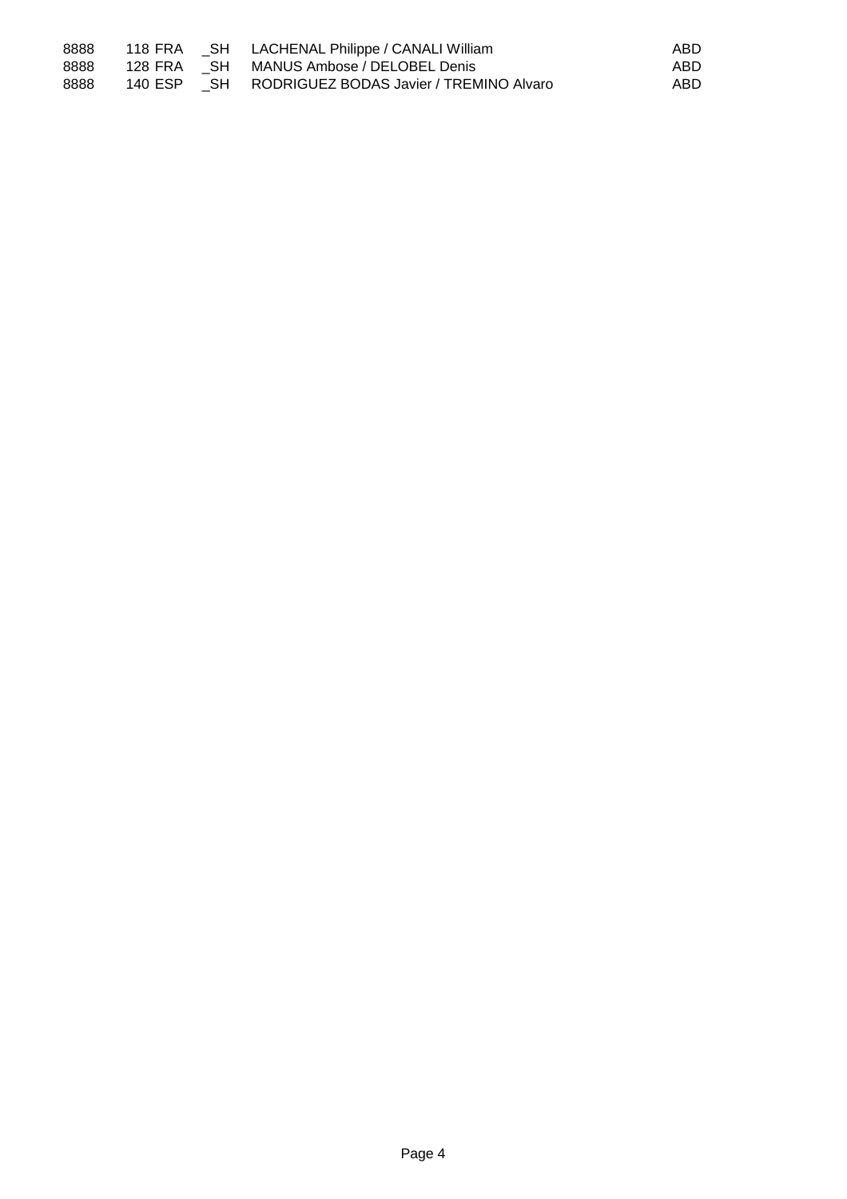| | | | | | |
|---|---|---|---|---|---|
| 8888 | 118 | FRA | _SH | LACHENAL Philippe / CANALI William | ABD |
| 8888 | 128 | FRA | _SH | MANUS Ambose / DELOBEL Denis | ABD |
| 8888 | 140 | ESP | _SH | RODRIGUEZ BODAS Javier / TREMINO Alvaro | ABD |